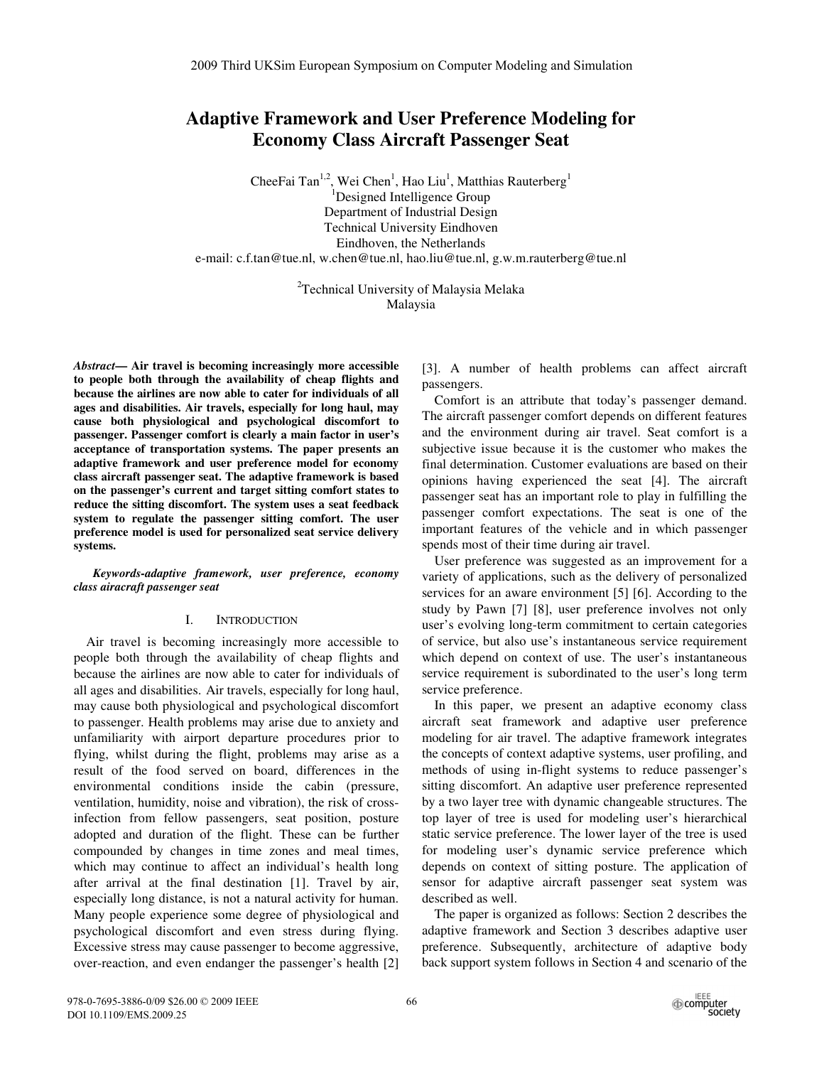# Adaptive Framework and User Preference Modeling for Economy Class Aircraft Passenger Seat

CheeFai Tan[1,2], Wei Chen[1], Hao Liu[1], Matthias Rauterberg[1]

[1]Designed Intelligence Group
Department of Industrial Design
Technical University Eindhoven
Eindhoven, the Netherlands
e-mail: c.f.tan@tue.nl, w.chen@tue.nl, hao.liu@tue.nl, g.w.m.rauterberg@tue.nl

[2]Technical University of Malaysia Melaka
Malaysia

***Abstract*— Air travel is becoming increasingly more accessible to people both through the availability of cheap flights and because the airlines are now able to cater for individuals of all ages and disabilities. Air travels, especially for long haul, may cause both physiological and psychological discomfort to passenger. Passenger comfort is clearly a main factor in user's acceptance of transportation systems. The paper presents an adaptive framework and user preference model for economy class aircraft passenger seat. The adaptive framework is based on the passenger's current and target sitting comfort states to reduce the sitting discomfort. The system uses a seat feedback system to regulate the passenger sitting comfort. The user preference model is used for personalized seat service delivery systems.**

***Keywords-adaptive framework, user preference, economy class airacraft passenger seat***

## I. Introduction

Air travel is becoming increasingly more accessible to people both through the availability of cheap flights and because the airlines are now able to cater for individuals of all ages and disabilities. Air travels, especially for long haul, may cause both physiological and psychological discomfort to passenger. Health problems may arise due to anxiety and unfamiliarity with airport departure procedures prior to flying, whilst during the flight, problems may arise as a result of the food served on board, differences in the environmental conditions inside the cabin (pressure, ventilation, humidity, noise and vibration), the risk of cross-infection from fellow passengers, seat position, posture adopted and duration of the flight. These can be further compounded by changes in time zones and meal times, which may continue to affect an individual's health long after arrival at the final destination [1]. Travel by air, especially long distance, is not a natural activity for human. Many people experience some degree of physiological and psychological discomfort and even stress during flying. Excessive stress may cause passenger to become aggressive, over-reaction, and even endanger the passenger's health [2] [3]. A number of health problems can affect aircraft passengers.

Comfort is an attribute that today's passenger demand. The aircraft passenger comfort depends on different features and the environment during air travel. Seat comfort is a subjective issue because it is the customer who makes the final determination. Customer evaluations are based on their opinions having experienced the seat [4]. The aircraft passenger seat has an important role to play in fulfilling the passenger comfort expectations. The seat is one of the important features of the vehicle and in which passenger spends most of their time during air travel.

User preference was suggested as an improvement for a variety of applications, such as the delivery of personalized services for an aware environment [5] [6]. According to the study by Pawn [7] [8], user preference involves not only user's evolving long-term commitment to certain categories of service, but also use's instantaneous service requirement which depend on context of use. The user's instantaneous service requirement is subordinated to the user's long term service preference.

In this paper, we present an adaptive economy class aircraft seat framework and adaptive user preference modeling for air travel. The adaptive framework integrates the concepts of context adaptive systems, user profiling, and methods of using in-flight systems to reduce passenger's sitting discomfort. An adaptive user preference represented by a two layer tree with dynamic changeable structures. The top layer of tree is used for modeling user's hierarchical static service preference. The lower layer of the tree is used for modeling user's dynamic service preference which depends on context of sitting posture. The application of sensor for adaptive aircraft passenger seat system was described as well.

The paper is organized as follows: Section 2 describes the adaptive framework and Section 3 describes adaptive user preference. Subsequently, architecture of adaptive body back support system follows in Section 4 and scenario of the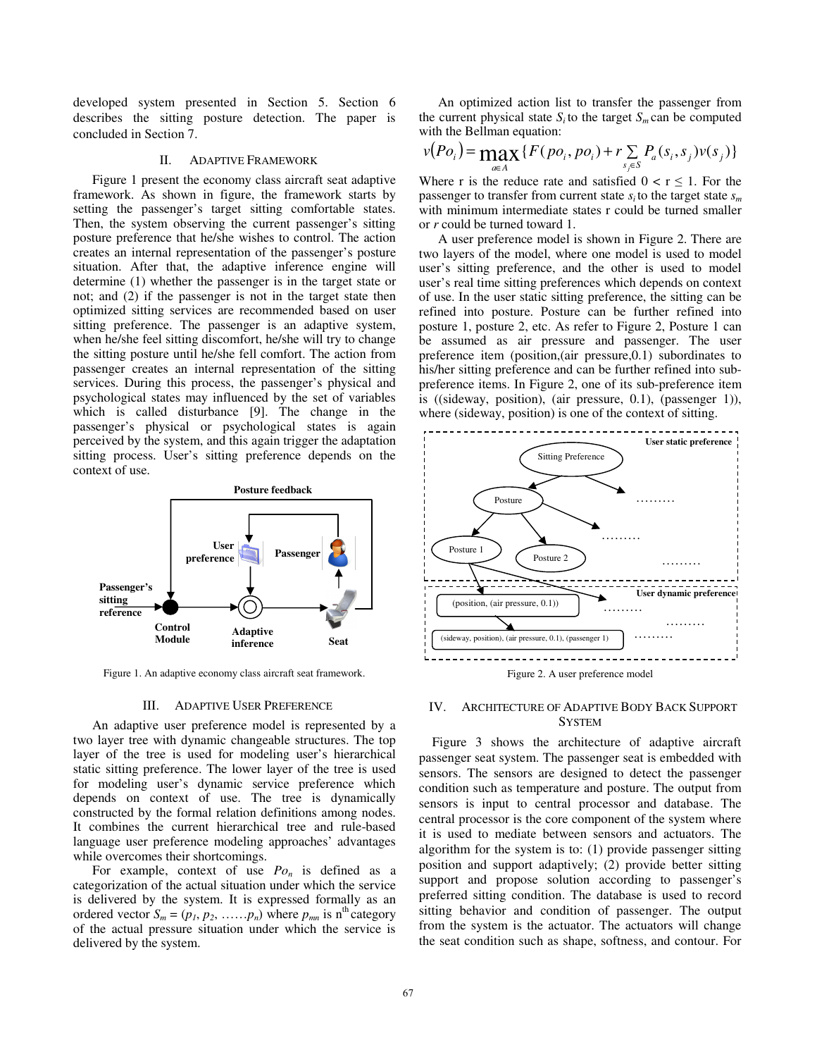developed system presented in Section 5. Section 6 describes the sitting posture detection. The paper is concluded in Section 7.

## II. ADAPTIVE FRAMEWORK

Figure 1 present the economy class aircraft seat adaptive framework. As shown in figure, the framework starts by setting the passenger's target sitting comfortable states. Then, the system observing the current passenger's sitting posture preference that he/she wishes to control. The action creates an internal representation of the passenger's posture situation. After that, the adaptive inference engine will determine (1) whether the passenger is in the target state or not; and (2) if the passenger is not in the target state then optimized sitting services are recommended based on user sitting preference. The passenger is an adaptive system, when he/she feel sitting discomfort, he/she will try to change the sitting posture until he/she fell comfort. The action from passenger creates an internal representation of the sitting services. During this process, the passenger's physical and psychological states may influenced by the set of variables which is called disturbance [9]. The change in the passenger's physical or psychological states is again perceived by the system, and this again trigger the adaptation sitting process. User's sitting preference depends on the context of use.

Figure 1. An adaptive economy class aircraft seat framework.

## III. ADAPTIVE USER PREFERENCE

An adaptive user preference model is represented by a two layer tree with dynamic changeable structures. The top layer of the tree is used for modeling user's hierarchical static sitting preference. The lower layer of the tree is used for modeling user's dynamic service preference which depends on context of use. The tree is dynamically constructed by the formal relation definitions among nodes. It combines the current hierarchical tree and rule-based language user preference modeling approaches' advantages while overcomes their shortcomings.

For example, context of use $Po_n$ is defined as a categorization of the actual situation under which the service is delivered by the system. It is expressed formally as an ordered vector $S_m = (p_1, p_2, \ldots\ldots p_n)$ where $p_{mn}$ is n[th] category of the actual pressure situation under which the service is delivered by the system.

An optimized action list to transfer the passenger from the current physical state $S_i$ to the target $S_m$ can be computed with the Bellman equation:

$$v(Po_i) = \max_{a \in A} \{F(po_i, po_i) + r \sum_{s_j \in S} P_a(s_i, s_j) v(s_j)\}$$

Where r is the reduce rate and satisfied $0 < r \leq 1$. For the passenger to transfer from current state $s_i$ to the target state $s_m$ with minimum intermediate states r could be turned smaller or r could be turned toward 1.

A user preference model is shown in Figure 2. There are two layers of the model, where one model is used to model user's sitting preference, and the other is used to model user's real time sitting preferences which depends on context of use. In the user static sitting preference, the sitting can be refined into posture. Posture can be further refined into posture 1, posture 2, etc. As refer to Figure 2, Posture 1 can be assumed as air pressure and passenger. The user preference item (position,(air pressure,0.1) subordinates to his/her sitting preference and can be further refined into sub-preference items. In Figure 2, one of its sub-preference item is ((sideway, position), (air pressure, 0.1), (passenger 1)), where (sideway, position) is one of the context of sitting.

Figure 2. A user preference model

## IV. ARCHITECTURE OF ADAPTIVE BODY BACK SUPPORT SYSTEM

Figure 3 shows the architecture of adaptive aircraft passenger seat system. The passenger seat is embedded with sensors. The sensors are designed to detect the passenger condition such as temperature and posture. The output from sensors is input to central processor and database. The central processor is the core component of the system where it is used to mediate between sensors and actuators. The algorithm for the system is to: (1) provide passenger sitting position and support adaptively; (2) provide better sitting support and propose solution according to passenger's preferred sitting condition. The database is used to record sitting behavior and condition of passenger. The output from the system is the actuator. The actuators will change the seat condition such as shape, softness, and contour. For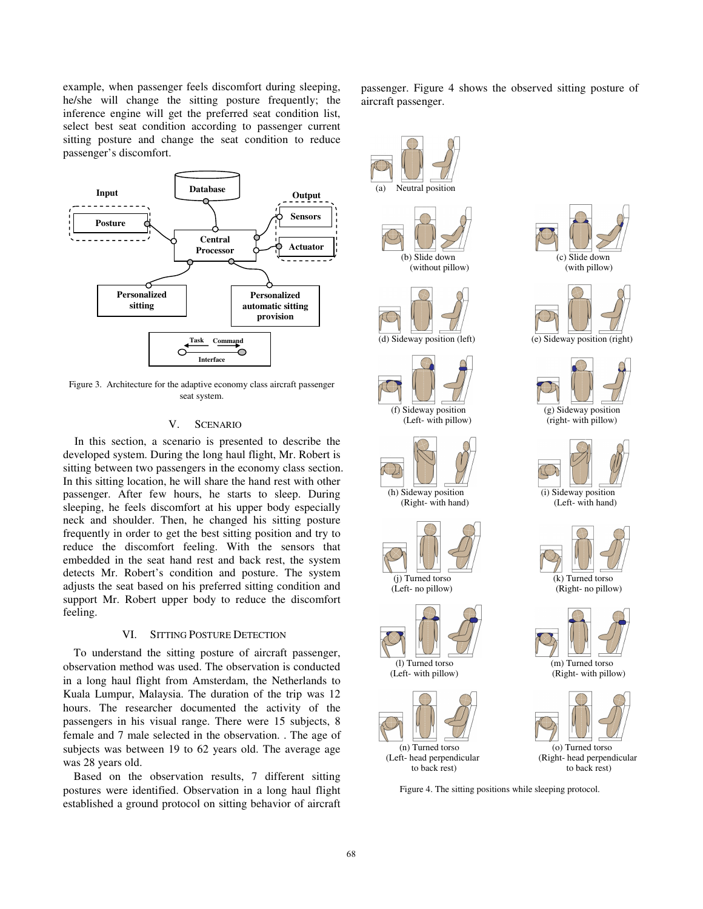example, when passenger feels discomfort during sleeping, he/she will change the sitting posture frequently; the inference engine will get the preferred seat condition list, select best seat condition according to passenger current sitting posture and change the seat condition to reduce passenger's discomfort.

Figure 3. Architecture for the adaptive economy class aircraft passenger seat system.

## V. SCENARIO

In this section, a scenario is presented to describe the developed system. During the long haul flight, Mr. Robert is sitting between two passengers in the economy class section. In this sitting location, he will share the hand rest with other passenger. After few hours, he starts to sleep. During sleeping, he feels discomfort at his upper body especially neck and shoulder. Then, he changed his sitting posture frequently in order to get the best sitting position and try to reduce the discomfort feeling. With the sensors that embedded in the seat hand rest and back rest, the system detects Mr. Robert's condition and posture. The system adjusts the seat based on his preferred sitting condition and support Mr. Robert upper body to reduce the discomfort feeling.

## VI. SITTING POSTURE DETECTION

To understand the sitting posture of aircraft passenger, observation method was used. The observation is conducted in a long haul flight from Amsterdam, the Netherlands to Kuala Lumpur, Malaysia. The duration of the trip was 12 hours. The researcher documented the activity of the passengers in his visual range. There were 15 subjects, 8 female and 7 male selected in the observation. . The age of subjects was between 19 to 62 years old. The average age was 28 years old.

Based on the observation results, 7 different sitting postures were identified. Observation in a long haul flight established a ground protocol on sitting behavior of aircraft passenger. Figure 4 shows the observed sitting posture of aircraft passenger.

(a) Neutral position

(b) Slide down (without pillow)

(c) Slide down (with pillow)

(d) Sideway position (left)

(e) Sideway position (right)

(f) Sideway position (Left- with pillow)

(g) Sideway position (right- with pillow)

(h) Sideway position (Right- with hand)

(i) Sideway position (Left- with hand)

(j) Turned torso (Left- no pillow)

(k) Turned torso (Right- no pillow)

(l) Turned torso (Left- with pillow)

(m) Turned torso (Right- with pillow)

(n) Turned torso (Left- head perpendicular to back rest)

(o) Turned torso (Right- head perpendicular to back rest)

Figure 4. The sitting positions while sleeping protocol.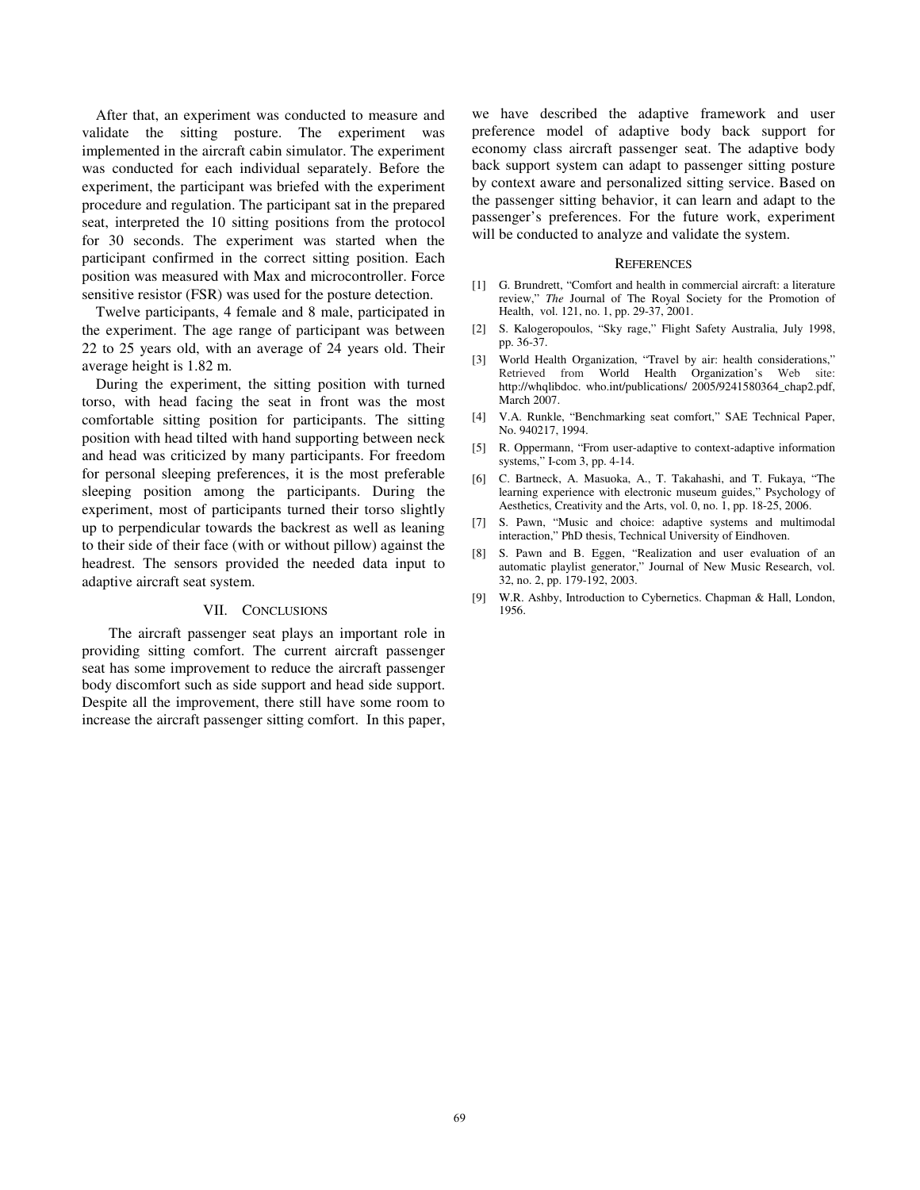After that, an experiment was conducted to measure and validate the sitting posture. The experiment was implemented in the aircraft cabin simulator. The experiment was conducted for each individual separately. Before the experiment, the participant was briefed with the experiment procedure and regulation. The participant sat in the prepared seat, interpreted the 10 sitting positions from the protocol for 30 seconds. The experiment was started when the participant confirmed in the correct sitting position. Each position was measured with Max and microcontroller. Force sensitive resistor (FSR) was used for the posture detection.

Twelve participants, 4 female and 8 male, participated in the experiment. The age range of participant was between 22 to 25 years old, with an average of 24 years old. Their average height is 1.82 m.

During the experiment, the sitting position with turned torso, with head facing the seat in front was the most comfortable sitting position for participants. The sitting position with head tilted with hand supporting between neck and head was criticized by many participants. For freedom for personal sleeping preferences, it is the most preferable sleeping position among the participants. During the experiment, most of participants turned their torso slightly up to perpendicular towards the backrest as well as leaning to their side of their face (with or without pillow) against the headrest. The sensors provided the needed data input to adaptive aircraft seat system.

## VII. Conclusions

The aircraft passenger seat plays an important role in providing sitting comfort. The current aircraft passenger seat has some improvement to reduce the aircraft passenger body discomfort such as side support and head side support. Despite all the improvement, there still have some room to increase the aircraft passenger sitting comfort. In this paper, we have described the adaptive framework and user preference model of adaptive body back support for economy class aircraft passenger seat. The adaptive body back support system can adapt to passenger sitting posture by context aware and personalized sitting service. Based on the passenger sitting behavior, it can learn and adapt to the passenger's preferences. For the future work, experiment will be conducted to analyze and validate the system.

## References

[1] G. Brundrett, "Comfort and health in commercial aircraft: a literature review," *The* Journal of The Royal Society for the Promotion of Health, vol. 121, no. 1, pp. 29-37, 2001.

[2] S. Kalogeropoulos, "Sky rage," Flight Safety Australia, July 1998, pp. 36-37.

[3] World Health Organization, "Travel by air: health considerations," Retrieved from World Health Organization's Web site: http://whqlibdoc. who.int/publications/ 2005/9241580364_chap2.pdf, March 2007.

[4] V.A. Runkle, "Benchmarking seat comfort," SAE Technical Paper, No. 940217, 1994.

[5] R. Oppermann, "From user-adaptive to context-adaptive information systems," I-com 3, pp. 4-14.

[6] C. Bartneck, A. Masuoka, A., T. Takahashi, and T. Fukaya, "The learning experience with electronic museum guides," Psychology of Aesthetics, Creativity and the Arts, vol. 0, no. 1, pp. 18-25, 2006.

[7] S. Pawn, "Music and choice: adaptive systems and multimodal interaction," PhD thesis, Technical University of Eindhoven.

[8] S. Pawn and B. Eggen, "Realization and user evaluation of an automatic playlist generator," Journal of New Music Research, vol. 32, no. 2, pp. 179-192, 2003.

[9] W.R. Ashby, Introduction to Cybernetics. Chapman & Hall, London, 1956.